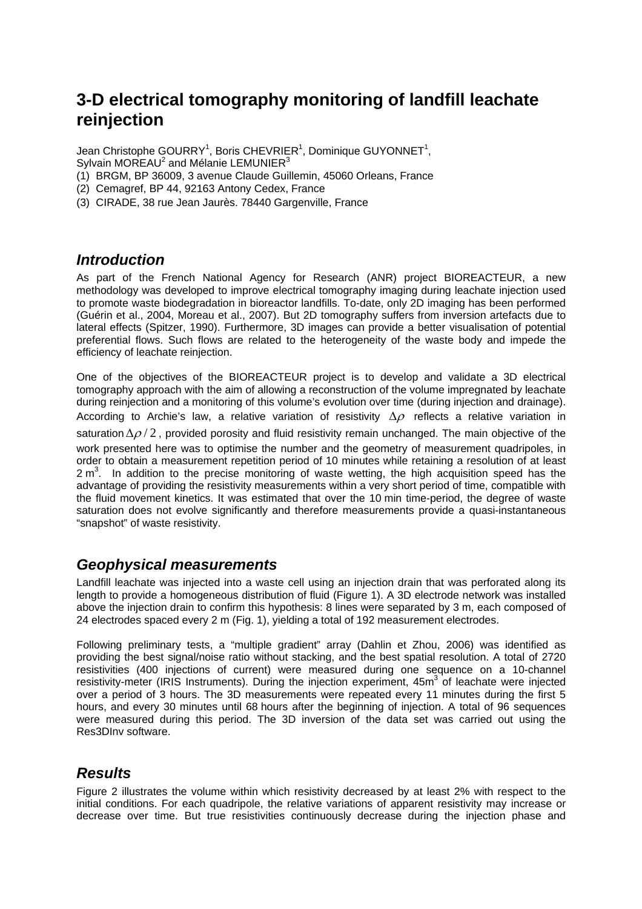# 3-D electrical tomography monitoring of landfill leachate reinjection

Jean Christophe GOURRY[1], Boris CHEVRIER[1], Dominique GUYONNET[1], Sylvain MOREAU[2] and Mélanie LEMUNIER[3]

(1) BRGM, BP 36009, 3 avenue Claude Guillemin, 45060 Orleans, France

(2) Cemagref, BP 44, 92163 Antony Cedex, France

(3) CIRADE, 38 rue Jean Jaurès. 78440 Gargenville, France

## *Introduction*

As part of the French National Agency for Research (ANR) project BIOREACTEUR, a new methodology was developed to improve electrical tomography imaging during leachate injection used to promote waste biodegradation in bioreactor landfills. To-date, only 2D imaging has been performed (Guérin et al., 2004, Moreau et al., 2007). But 2D tomography suffers from inversion artefacts due to lateral effects (Spitzer, 1990). Furthermore, 3D images can provide a better visualisation of potential preferential flows. Such flows are related to the heterogeneity of the waste body and impede the efficiency of leachate reinjection.

One of the objectives of the BIOREACTEUR project is to develop and validate a 3D electrical tomography approach with the aim of allowing a reconstruction of the volume impregnated by leachate during reinjection and a monitoring of this volume's evolution over time (during injection and drainage). According to Archie's law, a relative variation of resistivity $\Delta\rho$ reflects a relative variation in saturation $\Delta\rho / 2$, provided porosity and fluid resistivity remain unchanged. The main objective of the work presented here was to optimise the number and the geometry of measurement quadripoles, in order to obtain a measurement repetition period of 10 minutes while retaining a resolution of at least 2 $m^3$. In addition to the precise monitoring of waste wetting, the high acquisition speed has the advantage of providing the resistivity measurements within a very short period of time, compatible with the fluid movement kinetics. It was estimated that over the 10 min time-period, the degree of waste saturation does not evolve significantly and therefore measurements provide a quasi-instantaneous "snapshot" of waste resistivity.

## *Geophysical measurements*

Landfill leachate was injected into a waste cell using an injection drain that was perforated along its length to provide a homogeneous distribution of fluid (Figure 1). A 3D electrode network was installed above the injection drain to confirm this hypothesis: 8 lines were separated by 3 m, each composed of 24 electrodes spaced every 2 m (Fig. 1), yielding a total of 192 measurement electrodes.

Following preliminary tests, a "multiple gradient" array (Dahlin et Zhou, 2006) was identified as providing the best signal/noise ratio without stacking, and the best spatial resolution. A total of 2720 resistivities (400 injections of current) were measured during one sequence on a 10-channel resistivity-meter (IRIS Instruments). During the injection experiment, 45$m^3$ of leachate were injected over a period of 3 hours. The 3D measurements were repeated every 11 minutes during the first 5 hours, and every 30 minutes until 68 hours after the beginning of injection. A total of 96 sequences were measured during this period. The 3D inversion of the data set was carried out using the Res3DInv software.

## *Results*

Figure 2 illustrates the volume within which resistivity decreased by at least 2% with respect to the initial conditions. For each quadripole, the relative variations of apparent resistivity may increase or decrease over time. But true resistivities continuously decrease during the injection phase and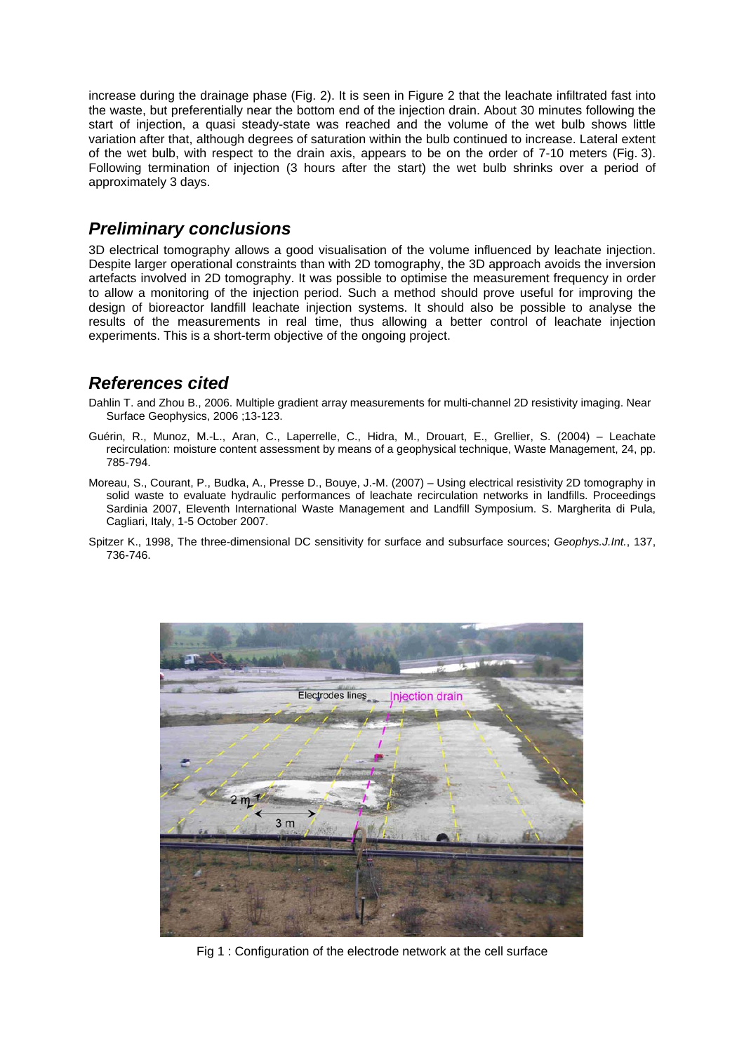increase during the drainage phase (Fig. 2). It is seen in Figure 2 that the leachate infiltrated fast into the waste, but preferentially near the bottom end of the injection drain. About 30 minutes following the start of injection, a quasi steady-state was reached and the volume of the wet bulb shows little variation after that, although degrees of saturation within the bulb continued to increase. Lateral extent of the wet bulb, with respect to the drain axis, appears to be on the order of 7-10 meters (Fig. 3). Following termination of injection (3 hours after the start) the wet bulb shrinks over a period of approximately 3 days.

## *Preliminary conclusions*

3D electrical tomography allows a good visualisation of the volume influenced by leachate injection. Despite larger operational constraints than with 2D tomography, the 3D approach avoids the inversion artefacts involved in 2D tomography. It was possible to optimise the measurement frequency in order to allow a monitoring of the injection period. Such a method should prove useful for improving the design of bioreactor landfill leachate injection systems. It should also be possible to analyse the results of the measurements in real time, thus allowing a better control of leachate injection experiments. This is a short-term objective of the ongoing project.

## *References cited*

Dahlin T. and Zhou B., 2006. Multiple gradient array measurements for multi-channel 2D resistivity imaging. Near Surface Geophysics, 2006 ;13-123.

Guérin, R., Munoz, M.-L., Aran, C., Laperrelle, C., Hidra, M., Drouart, E., Grellier, S. (2004) – Leachate recirculation: moisture content assessment by means of a geophysical technique, Waste Management, 24, pp. 785-794.

Moreau, S., Courant, P., Budka, A., Presse D., Bouye, J.-M. (2007) – Using electrical resistivity 2D tomography in solid waste to evaluate hydraulic performances of leachate recirculation networks in landfills. Proceedings Sardinia 2007, Eleventh International Waste Management and Landfill Symposium. S. Margherita di Pula, Cagliari, Italy, 1-5 October 2007.

Spitzer K., 1998, The three-dimensional DC sensitivity for surface and subsurface sources; *Geophys.J.Int.*, 137, 736-746.

Fig 1 : Configuration of the electrode network at the cell surface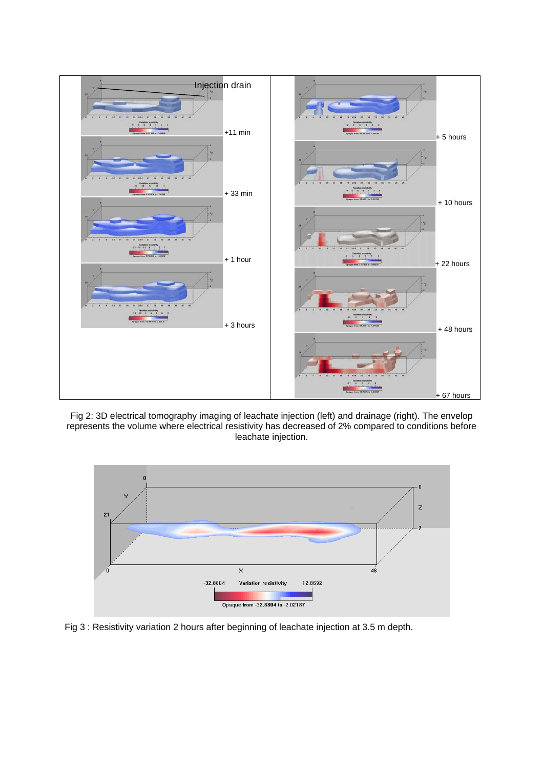Injection drain

+11 min

+ 33 min

+ 1 hour

+ 3 hours

+ 5 hours

+ 10 hours

+ 22 hours

+ 48 hours

+ 67 hours

Fig 2: 3D electrical tomography imaging of leachate injection (left) and drainage (right). The envelop represents the volume where electrical resistivity has decreased of 2% compared to conditions before leachate injection.

0
Y
21
0
X
46
0
Z
7
-32.8804 Variation resistivity 12.8692
Opaque from -32.8804 to -2.02187

Fig 3 : Resistivity variation 2 hours after beginning of leachate injection at 3.5 m depth.